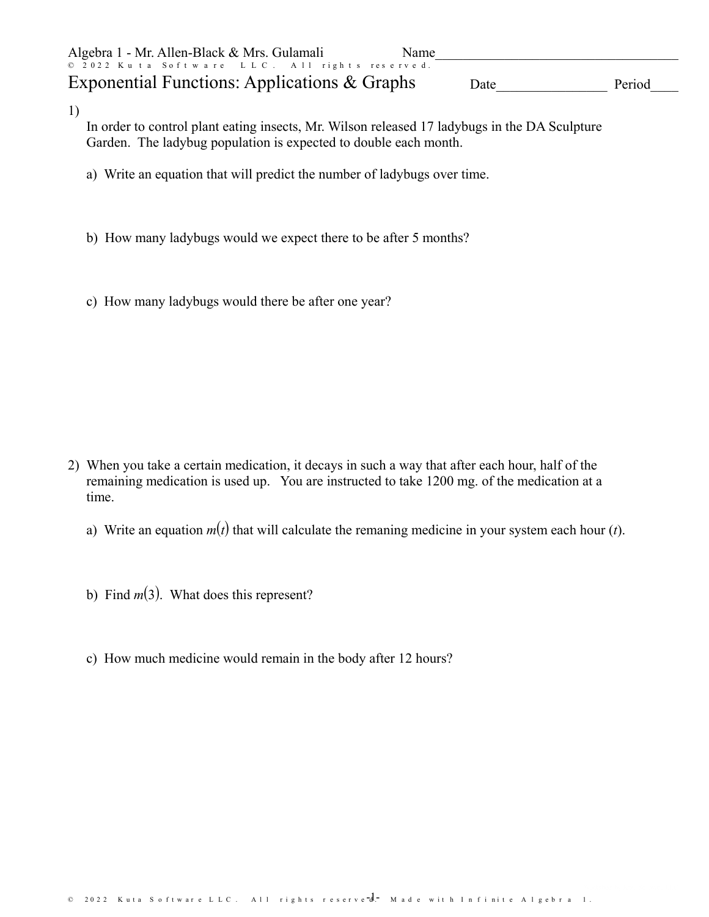Algebra 1 - Mr. Allen-Black & Mrs. Gulamali

Name___________________________________

# Exponential Functions: Applications & Graphs

Date________________ Period____

1) In order to control plant eating insects, Mr. Wilson released 17 ladybugs in the DA Sculpture Garden. The ladybug population is expected to double each month.

a) Write an equation that will predict the number of ladybugs over time.

b) How many ladybugs would we expect there to be after 5 months?

c) How many ladybugs would there be after one year?

2) When you take a certain medication, it decays in such a way that after each hour, half of the remaining medication is used up. You are instructed to take 1200 mg. of the medication at a time.

a) Write an equation $m(t)$ that will calculate the remaning medicine in your system each hour ($t$).

b) Find $m(3)$. What does this represent?

c) How much medicine would remain in the body after 12 hours?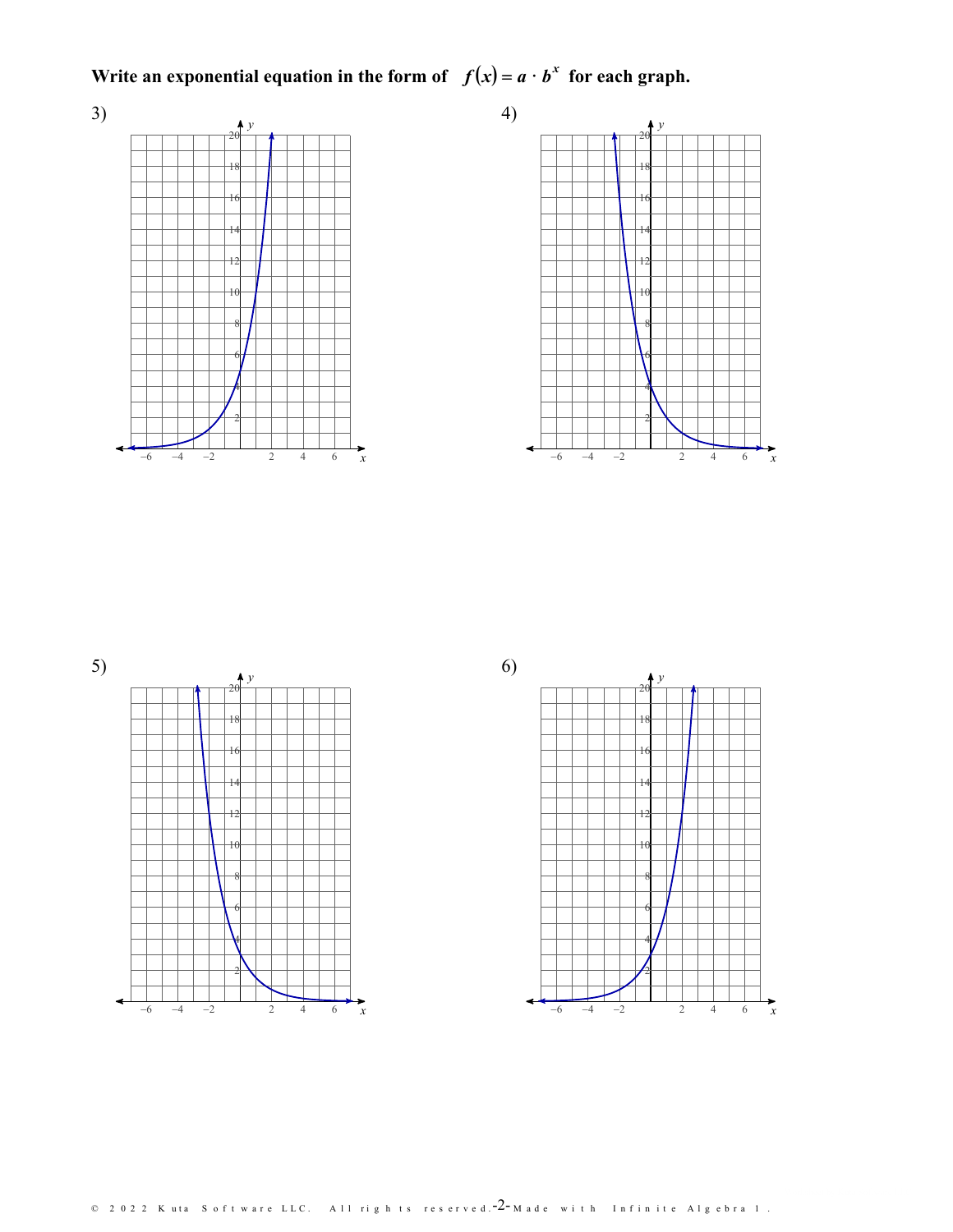**Write an exponential equation in the form of $f(x) = a \cdot b^x$ for each graph.**

3)

4)

5)

6)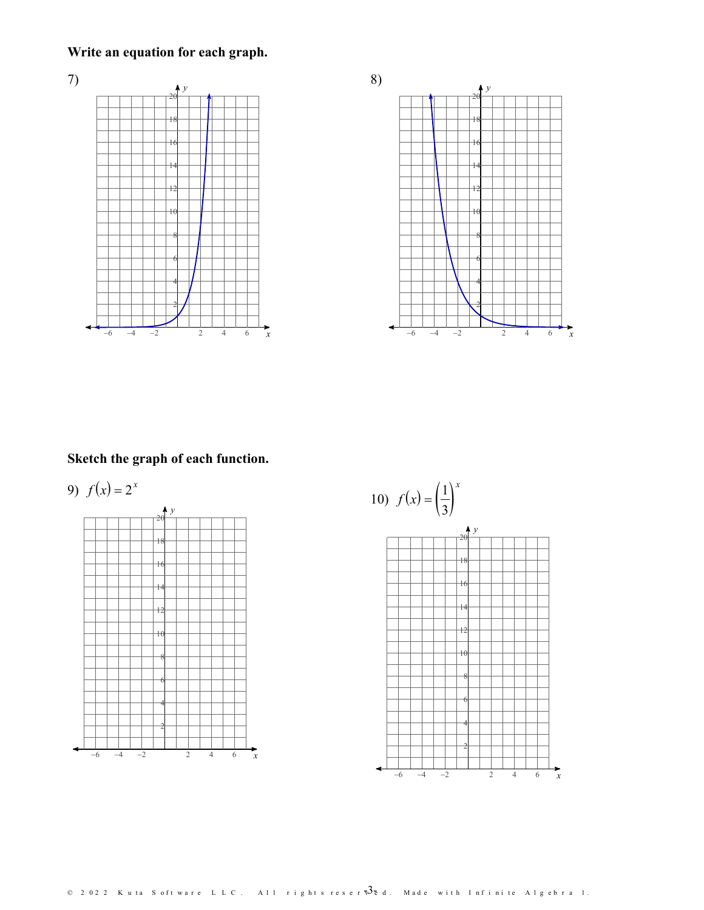**Write an equation for each graph.**

7)

8)

**Sketch the graph of each function.**

9) $f(x) = 2^x$

10) $f(x) = \left(\frac{1}{3}\right)^x$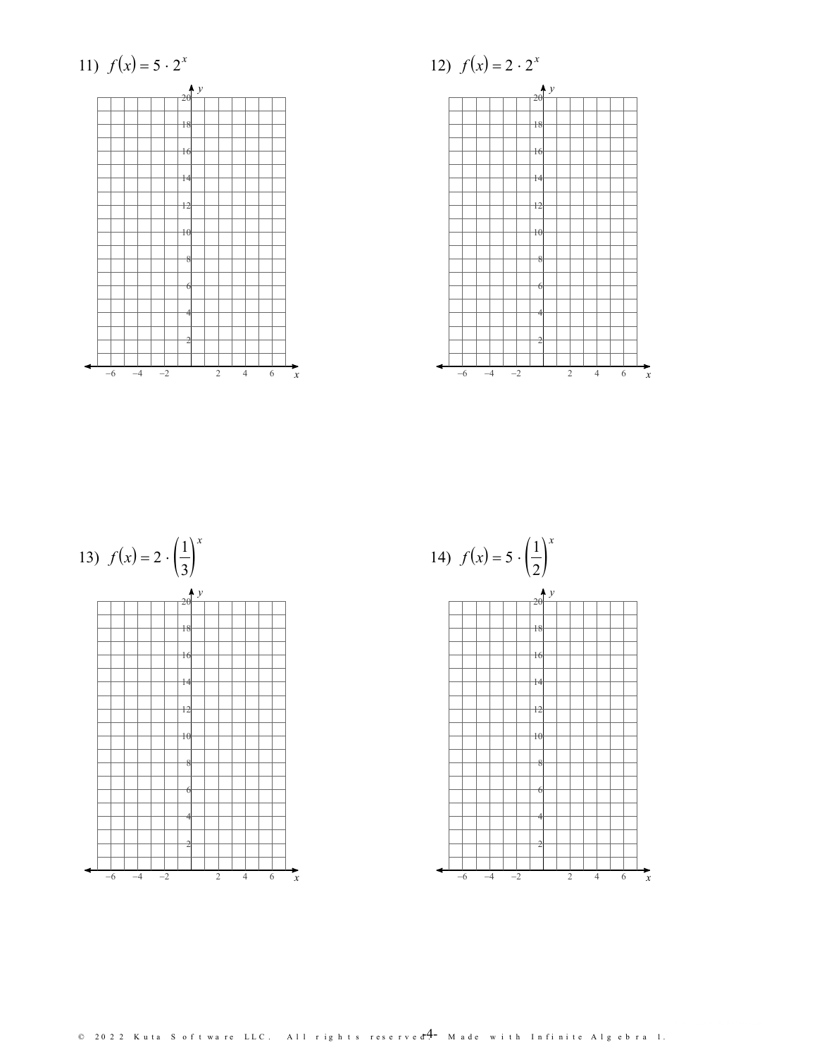11) $f(x) = 5 \cdot 2^x$

12) $f(x) = 2 \cdot 2^x$

13) $f(x) = 2 \cdot \left(\frac{1}{3}\right)^x$

14) $f(x) = 5 \cdot \left(\frac{1}{2}\right)^x$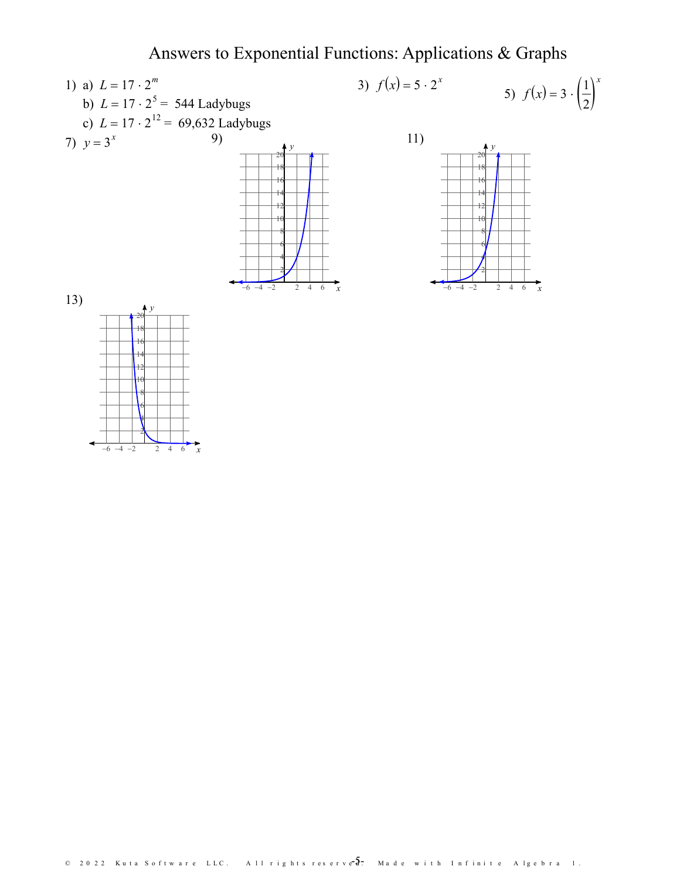# Answers to Exponential Functions: Applications & Graphs

1) a) $L = 17 \cdot 2^m$

b) $L = 17 \cdot 2^5 =$ 544 Ladybugs

c) $L = 17 \cdot 2^{12} =$ 69,632 Ladybugs

3) $f(x) = 5 \cdot 2^x$

5) $f(x) = 3 \cdot \left(\frac{1}{2}\right)^x$

7) $y = 3^x$

9)

y
20
18
16
14
12
10
8
6
4
2
−6 −4 −2 2 4 6 x

11)

y
20
18
16
14
12
10
8
6
4
2
−6 −4 −2 2 4 6 x

13)

y
20
18
16
14
12
10
8
6
4
2
−6 −4 −2 2 4 6 x